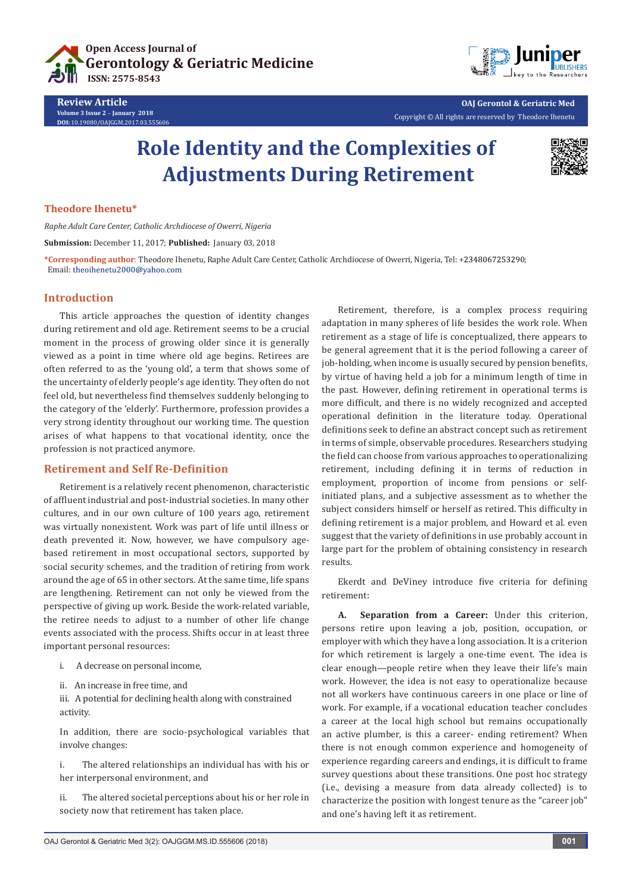# Role Identity and the Complexities of Adjustments During Retirement

**Theodore Ihenetu***

*Raphe Adult Care Center, Catholic Archdiocese of Owerri, Nigeria*

**Submission:** December 11, 2017; **Published:** January 03, 2018

***Corresponding author**: Theodore Ihenetu, Raphe Adult Care Center, Catholic Archdiocese of Owerri, Nigeria, Tel: +2348067253290; Email: theoihenetu2000@yahoo.com

## Introduction

This article approaches the question of identity changes during retirement and old age. Retirement seems to be a crucial moment in the process of growing older since it is generally viewed as a point in time where old age begins. Retirees are often referred to as the 'young old', a term that shows some of the uncertainty of elderly people's age identity. They often do not feel old, but nevertheless find themselves suddenly belonging to the category of the 'elderly'. Furthermore, profession provides a very strong identity throughout our working time. The question arises of what happens to that vocational identity, once the profession is not practiced anymore.

## Retirement and Self Re-Definition

Retirement is a relatively recent phenomenon, characteristic of affluent industrial and post-industrial societies. In many other cultures, and in our own culture of 100 years ago, retirement was virtually nonexistent. Work was part of life until illness or death prevented it. Now, however, we have compulsory age-based retirement in most occupational sectors, supported by social security schemes, and the tradition of retiring from work around the age of 65 in other sectors. At the same time, life spans are lengthening. Retirement can not only be viewed from the perspective of giving up work. Beside the work-related variable, the retiree needs to adjust to a number of other life change events associated with the process. Shifts occur in at least three important personal resources:

i. A decrease on personal income,

ii. An increase in free time, and

iii. A potential for declining health along with constrained activity.

In addition, there are socio-psychological variables that involve changes:

i. The altered relationships an individual has with his or her interpersonal environment, and

ii. The altered societal perceptions about his or her role in society now that retirement has taken place.

Retirement, therefore, is a complex process requiring adaptation in many spheres of life besides the work role. When retirement as a stage of life is conceptualized, there appears to be general agreement that it is the period following a career of job-holding, when income is usually secured by pension benefits, by virtue of having held a job for a minimum length of time in the past. However, defining retirement in operational terms is more difficult, and there is no widely recognized and accepted operational definition in the literature today. Operational definitions seek to define an abstract concept such as retirement in terms of simple, observable procedures. Researchers studying the field can choose from various approaches to operationalizing retirement, including defining it in terms of reduction in employment, proportion of income from pensions or self-initiated plans, and a subjective assessment as to whether the subject considers himself or herself as retired. This difficulty in defining retirement is a major problem, and Howard et al. even suggest that the variety of definitions in use probably account in large part for the problem of obtaining consistency in research results.

Ekerdt and DeViney introduce five criteria for defining retirement:

**A. Separation from a Career:** Under this criterion, persons retire upon leaving a job, position, occupation, or employer with which they have a long association. It is a criterion for which retirement is largely a one-time event. The idea is clear enough—people retire when they leave their life's main work. However, the idea is not easy to operationalize because not all workers have continuous careers in one place or line of work. For example, if a vocational education teacher concludes a career at the local high school but remains occupationally an active plumber, is this a career- ending retirement? When there is not enough common experience and homogeneity of experience regarding careers and endings, it is difficult to frame survey questions about these transitions. One post hoc strategy (i.e., devising a measure from data already collected) is to characterize the position with longest tenure as the "career job" and one's having left it as retirement.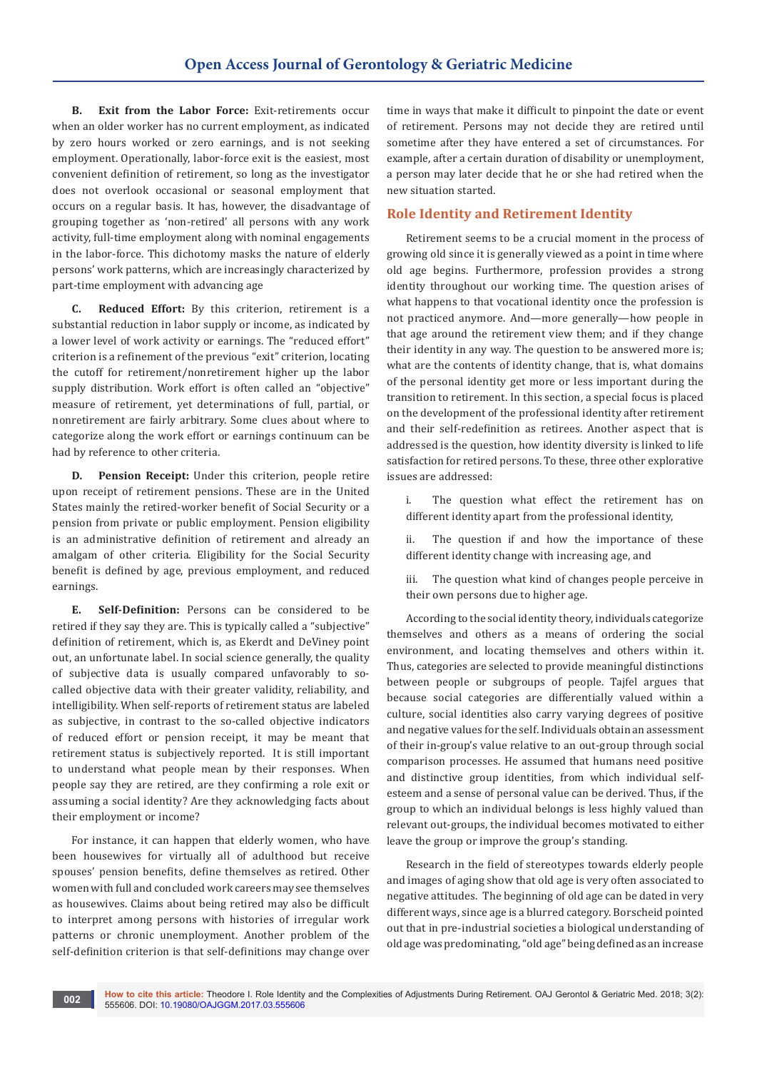**B. Exit from the Labor Force:** Exit-retirements occur when an older worker has no current employment, as indicated by zero hours worked or zero earnings, and is not seeking employment. Operationally, labor-force exit is the easiest, most convenient definition of retirement, so long as the investigator does not overlook occasional or seasonal employment that occurs on a regular basis. It has, however, the disadvantage of grouping together as 'non-retired' all persons with any work activity, full-time employment along with nominal engagements in the labor-force. This dichotomy masks the nature of elderly persons' work patterns, which are increasingly characterized by part-time employment with advancing age

**C. Reduced Effort:** By this criterion, retirement is a substantial reduction in labor supply or income, as indicated by a lower level of work activity or earnings. The "reduced effort" criterion is a refinement of the previous "exit" criterion, locating the cutoff for retirement/nonretirement higher up the labor supply distribution. Work effort is often called an "objective" measure of retirement, yet determinations of full, partial, or nonretirement are fairly arbitrary. Some clues about where to categorize along the work effort or earnings continuum can be had by reference to other criteria.

**D. Pension Receipt:** Under this criterion, people retire upon receipt of retirement pensions. These are in the United States mainly the retired-worker benefit of Social Security or a pension from private or public employment. Pension eligibility is an administrative definition of retirement and already an amalgam of other criteria. Eligibility for the Social Security benefit is defined by age, previous employment, and reduced earnings.

**E. Self-Definition:** Persons can be considered to be retired if they say they are. This is typically called a "subjective" definition of retirement, which is, as Ekerdt and DeViney point out, an unfortunate label. In social science generally, the quality of subjective data is usually compared unfavorably to so-called objective data with their greater validity, reliability, and intelligibility. When self-reports of retirement status are labeled as subjective, in contrast to the so-called objective indicators of reduced effort or pension receipt, it may be meant that retirement status is subjectively reported. It is still important to understand what people mean by their responses. When people say they are retired, are they confirming a role exit or assuming a social identity? Are they acknowledging facts about their employment or income?

For instance, it can happen that elderly women, who have been housewives for virtually all of adulthood but receive spouses' pension benefits, define themselves as retired. Other women with full and concluded work careers may see themselves as housewives. Claims about being retired may also be difficult to interpret among persons with histories of irregular work patterns or chronic unemployment. Another problem of the self-definition criterion is that self-definitions may change over time in ways that make it difficult to pinpoint the date or event of retirement. Persons may not decide they are retired until sometime after they have entered a set of circumstances. For example, after a certain duration of disability or unemployment, a person may later decide that he or she had retired when the new situation started.

## Role Identity and Retirement Identity

Retirement seems to be a crucial moment in the process of growing old since it is generally viewed as a point in time where old age begins. Furthermore, profession provides a strong identity throughout our working time. The question arises of what happens to that vocational identity once the profession is not practiced anymore. And—more generally—how people in that age around the retirement view them; and if they change their identity in any way. The question to be answered more is; what are the contents of identity change, that is, what domains of the personal identity get more or less important during the transition to retirement. In this section, a special focus is placed on the development of the professional identity after retirement and their self-redefinition as retirees. Another aspect that is addressed is the question, how identity diversity is linked to life satisfaction for retired persons. To these, three other explorative issues are addressed:

i. The question what effect the retirement has on different identity apart from the professional identity,

ii. The question if and how the importance of these different identity change with increasing age, and

iii. The question what kind of changes people perceive in their own persons due to higher age.

According to the social identity theory, individuals categorize themselves and others as a means of ordering the social environment, and locating themselves and others within it. Thus, categories are selected to provide meaningful distinctions between people or subgroups of people. Tajfel argues that because social categories are differentially valued within a culture, social identities also carry varying degrees of positive and negative values for the self. Individuals obtain an assessment of their in-group's value relative to an out-group through social comparison processes. He assumed that humans need positive and distinctive group identities, from which individual self-esteem and a sense of personal value can be derived. Thus, if the group to which an individual belongs is less highly valued than relevant out-groups, the individual becomes motivated to either leave the group or improve the group's standing.

Research in the field of stereotypes towards elderly people and images of aging show that old age is very often associated to negative attitudes. The beginning of old age can be dated in very different ways, since age is a blurred category. Borscheid pointed out that in pre-industrial societies a biological understanding of old age was predominating, "old age" being defined as an increase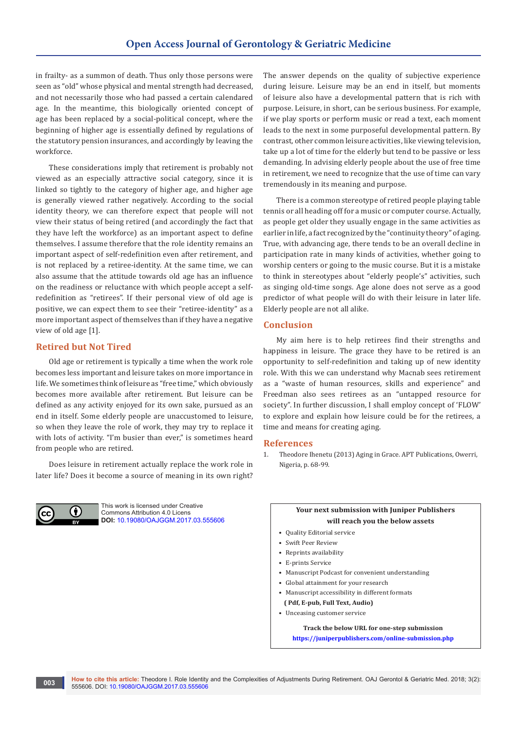in frailty- as a summon of death. Thus only those persons were seen as "old" whose physical and mental strength had decreased, and not necessarily those who had passed a certain calendared age. In the meantime, this biologically oriented concept of age has been replaced by a social-political concept, where the beginning of higher age is essentially defined by regulations of the statutory pension insurances, and accordingly by leaving the workforce.

These considerations imply that retirement is probably not viewed as an especially attractive social category, since it is linked so tightly to the category of higher age, and higher age is generally viewed rather negatively. According to the social identity theory, we can therefore expect that people will not view their status of being retired (and accordingly the fact that they have left the workforce) as an important aspect to define themselves. I assume therefore that the role identity remains an important aspect of self-redefinition even after retirement, and is not replaced by a retiree-identity. At the same time, we can also assume that the attitude towards old age has an influence on the readiness or reluctance with which people accept a self-redefinition as "retirees". If their personal view of old age is positive, we can expect them to see their "retiree-identity" as a more important aspect of themselves than if they have a negative view of old age [1].

## Retired but Not Tired

Old age or retirement is typically a time when the work role becomes less important and leisure takes on more importance in life. We sometimes think of leisure as "free time," which obviously becomes more available after retirement. But leisure can be defined as any activity enjoyed for its own sake, pursued as an end in itself. Some elderly people are unaccustomed to leisure, so when they leave the role of work, they may try to replace it with lots of activity. "I'm busier than ever," is sometimes heard from people who are retired.

Does leisure in retirement actually replace the work role in later life? Does it become a source of meaning in its own right? The answer depends on the quality of subjective experience during leisure. Leisure may be an end in itself, but moments of leisure also have a developmental pattern that is rich with purpose. Leisure, in short, can be serious business. For example, if we play sports or perform music or read a text, each moment leads to the next in some purposeful developmental pattern. By contrast, other common leisure activities, like viewing television, take up a lot of time for the elderly but tend to be passive or less demanding. In advising elderly people about the use of free time in retirement, we need to recognize that the use of time can vary tremendously in its meaning and purpose.

There is a common stereotype of retired people playing table tennis or all heading off for a music or computer course. Actually, as people get older they usually engage in the same activities as earlier in life, a fact recognized by the "continuity theory" of aging. True, with advancing age, there tends to be an overall decline in participation rate in many kinds of activities, whether going to worship centers or going to the music course. But it is a mistake to think in stereotypes about "elderly people's" activities, such as singing old-time songs. Age alone does not serve as a good predictor of what people will do with their leisure in later life. Elderly people are not all alike.

## Conclusion

My aim here is to help retirees find their strengths and happiness in leisure. The grace they have to be retired is an opportunity to self-redefinition and taking up of new identity role. With this we can understand why Macnab sees retirement as a "waste of human resources, skills and experience" and Freedman also sees retirees as an "untapped resource for society". In further discussion, I shall employ concept of 'FLOW' to explore and explain how leisure could be for the retirees, a time and means for creating aging.

## References

1. Theodore Ihenetu (2013) Aging in Grace. APT Publications, Owerri, Nigeria, p. 68-99.

This work is licensed under Creative Commons Attribution 4.0 Licens
**DOI:** 10.19080/OAJGGM.2017.03.555606

**Your next submission with Juniper Publishers will reach you the below assets**

- Quality Editorial service
- Swift Peer Review
- Reprints availability
- E-prints Service
- Manuscript Podcast for convenient understanding
- Global attainment for your research
- Manuscript accessibility in different formats
  **( Pdf, E-pub, Full Text, Audio)**
- Unceasing customer service

**Track the below URL for one-step submission**
**https://juniperpublishers.com/online-submission.php**

**How to cite this article:** Theodore I. Role Identity and the Complexities of Adjustments During Retirement. OAJ Gerontol & Geriatric Med. 2018; 3(2): 555606. DOI: 10.19080/OAJGGM.2017.03.555606